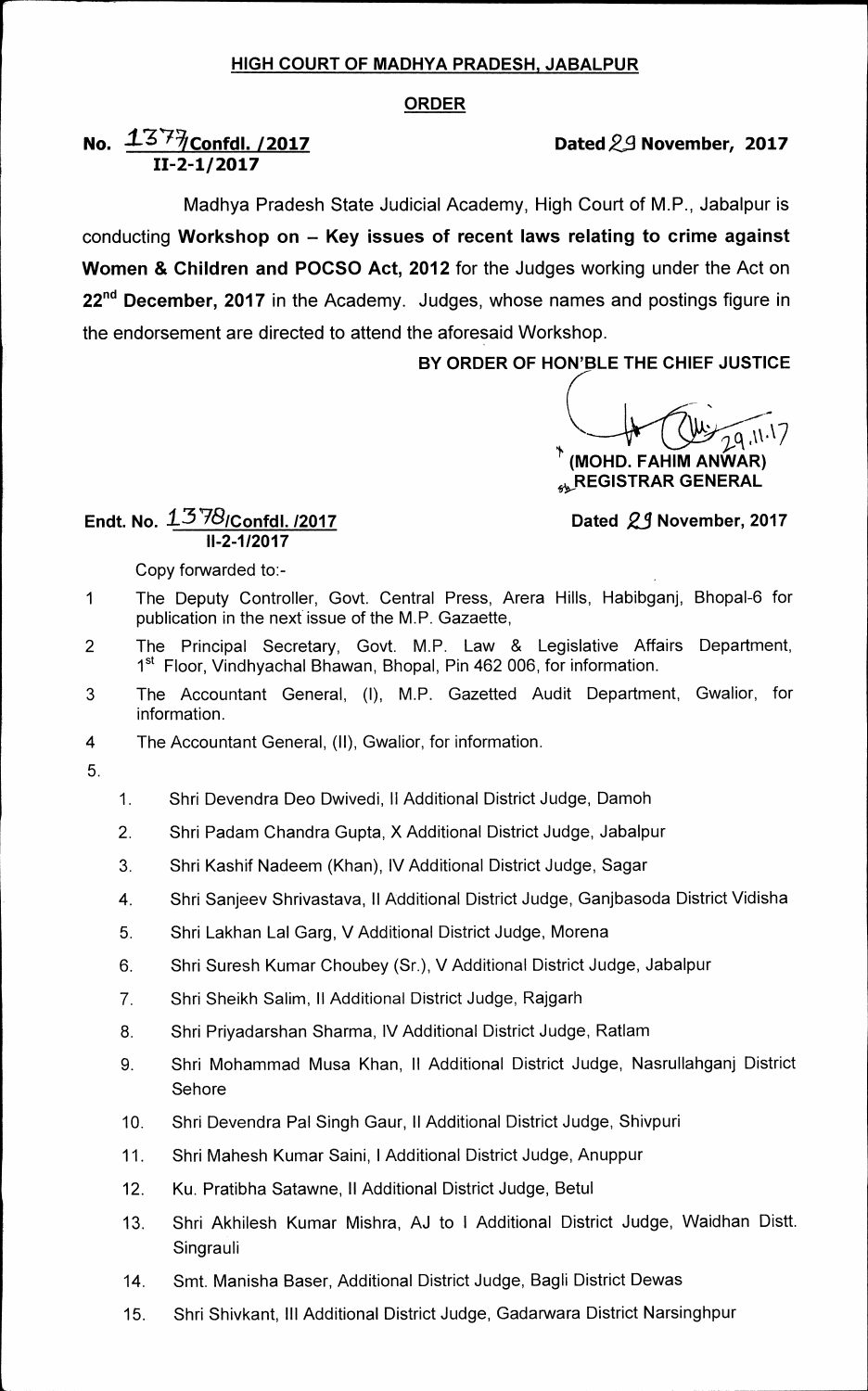**HIGH COURT OF MADHYA PRADESH, JABALPUR**

**ORDER**

**No. 1377/Confdl. /2017** **Dated 29 November, 2017**
**II-2-1/2017**

Madhya Pradesh State Judicial Academy, High Court of M.P., Jabalpur is conducting **Workshop on – Key issues of recent laws relating to crime against Women & Children and POCSO Act, 2012** for the Judges working under the Act on **22nd December, 2017** in the Academy. Judges, whose names and postings figure in the endorsement are directed to attend the aforesaid Workshop.

**BY ORDER OF HON'BLE THE CHIEF JUSTICE**

29.11.17
**(MOHD. FAHIM ANWAR)**
**REGISTRAR GENERAL**

**Endt. No. 1378/Confdl. /2017** **Dated 29 November, 2017**
**II-2-1/2017**

Copy forwarded to:-

1 The Deputy Controller, Govt. Central Press, Arera Hills, Habibganj, Bhopal-6 for publication in the next issue of the M.P. Gazaette,

2 The Principal Secretary, Govt. M.P. Law & Legislative Affairs Department, 1st Floor, Vindhyachal Bhawan, Bhopal, Pin 462 006, for information.

3 The Accountant General, (I), M.P. Gazetted Audit Department, Gwalior, for information.

4 The Accountant General, (II), Gwalior, for information.

5.

1. Shri Devendra Deo Dwivedi, II Additional District Judge, Damoh
2. Shri Padam Chandra Gupta, X Additional District Judge, Jabalpur
3. Shri Kashif Nadeem (Khan), IV Additional District Judge, Sagar
4. Shri Sanjeev Shrivastava, II Additional District Judge, Ganjbasoda District Vidisha
5. Shri Lakhan Lal Garg, V Additional District Judge, Morena
6. Shri Suresh Kumar Choubey (Sr.), V Additional District Judge, Jabalpur
7. Shri Sheikh Salim, II Additional District Judge, Rajgarh
8. Shri Priyadarshan Sharma, IV Additional District Judge, Ratlam
9. Shri Mohammad Musa Khan, II Additional District Judge, Nasrullahganj District Sehore
10. Shri Devendra Pal Singh Gaur, II Additional District Judge, Shivpuri
11. Shri Mahesh Kumar Saini, I Additional District Judge, Anuppur
12. Ku. Pratibha Satawne, II Additional District Judge, Betul
13. Shri Akhilesh Kumar Mishra, AJ to I Additional District Judge, Waidhan Distt. Singrauli
14. Smt. Manisha Baser, Additional District Judge, Bagli District Dewas
15. Shri Shivkant, III Additional District Judge, Gadarwara District Narsinghpur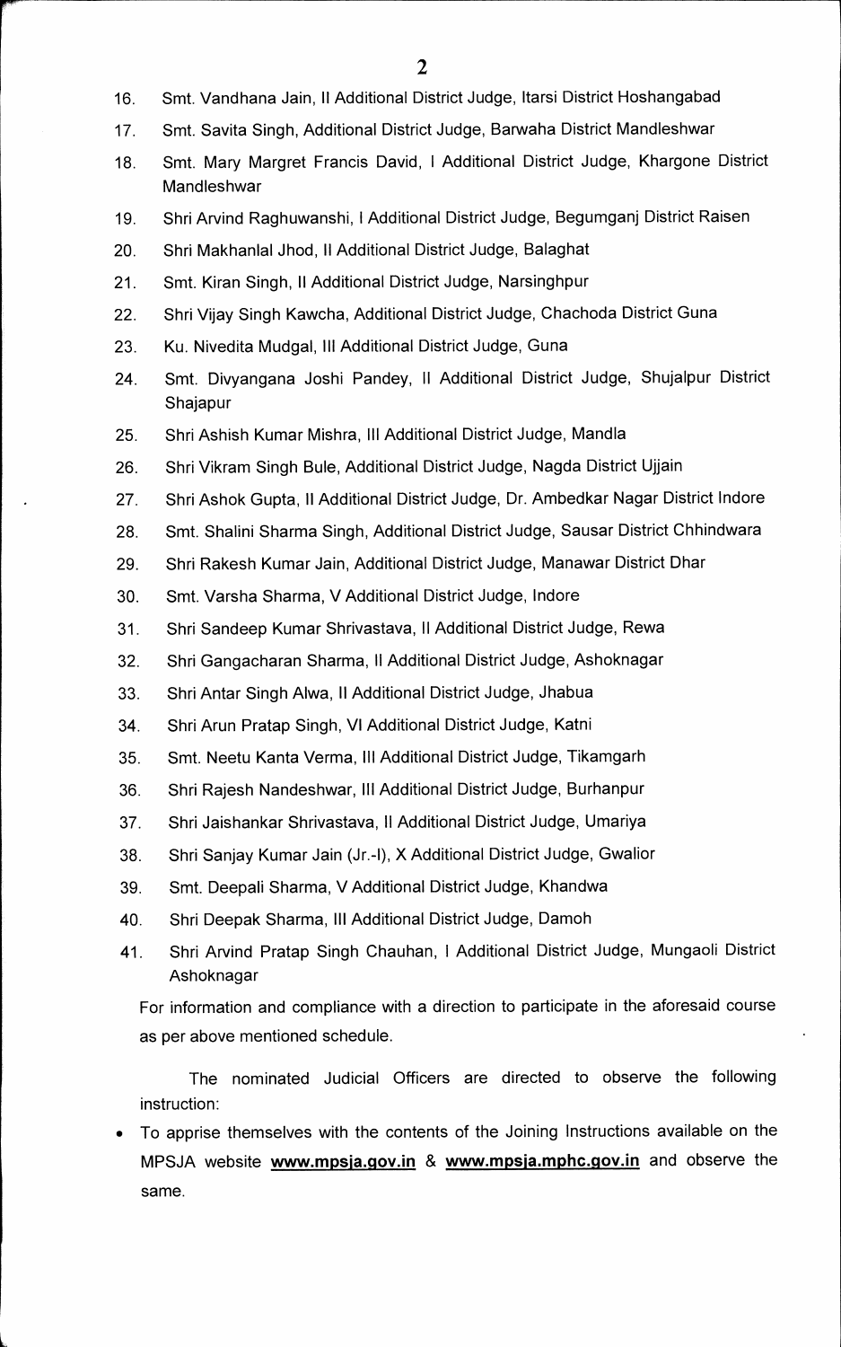16. Smt. Vandhana Jain, II Additional District Judge, Itarsi District Hoshangabad
17. Smt. Savita Singh, Additional District Judge, Barwaha District Mandleshwar
18. Smt. Mary Margret Francis David, I Additional District Judge, Khargone District Mandleshwar
19. Shri Arvind Raghuwanshi, I Additional District Judge, Begumganj District Raisen
20. Shri Makhanlal Jhod, II Additional District Judge, Balaghat
21. Smt. Kiran Singh, II Additional District Judge, Narsinghpur
22. Shri Vijay Singh Kawcha, Additional District Judge, Chachoda District Guna
23. Ku. Nivedita Mudgal, III Additional District Judge, Guna
24. Smt. Divyangana Joshi Pandey, II Additional District Judge, Shujalpur District Shajapur
25. Shri Ashish Kumar Mishra, III Additional District Judge, Mandla
26. Shri Vikram Singh Bule, Additional District Judge, Nagda District Ujjain
27. Shri Ashok Gupta, II Additional District Judge, Dr. Ambedkar Nagar District Indore
28. Smt. Shalini Sharma Singh, Additional District Judge, Sausar District Chhindwara
29. Shri Rakesh Kumar Jain, Additional District Judge, Manawar District Dhar
30. Smt. Varsha Sharma, V Additional District Judge, Indore
31. Shri Sandeep Kumar Shrivastava, II Additional District Judge, Rewa
32. Shri Gangacharan Sharma, II Additional District Judge, Ashoknagar
33. Shri Antar Singh Alwa, II Additional District Judge, Jhabua
34. Shri Arun Pratap Singh, VI Additional District Judge, Katni
35. Smt. Neetu Kanta Verma, III Additional District Judge, Tikamgarh
36. Shri Rajesh Nandeshwar, III Additional District Judge, Burhanpur
37. Shri Jaishankar Shrivastava, II Additional District Judge, Umariya
38. Shri Sanjay Kumar Jain (Jr.-I), X Additional District Judge, Gwalior
39. Smt. Deepali Sharma, V Additional District Judge, Khandwa
40. Shri Deepak Sharma, III Additional District Judge, Damoh
41. Shri Arvind Pratap Singh Chauhan, I Additional District Judge, Mungaoli District Ashoknagar

For information and compliance with a direction to participate in the aforesaid course as per above mentioned schedule.

The nominated Judicial Officers are directed to observe the following instruction:

- To apprise themselves with the contents of the Joining Instructions available on the MPSJA website **www.mpsja.gov.in** & **www.mpsja.mphc.gov.in** and observe the same.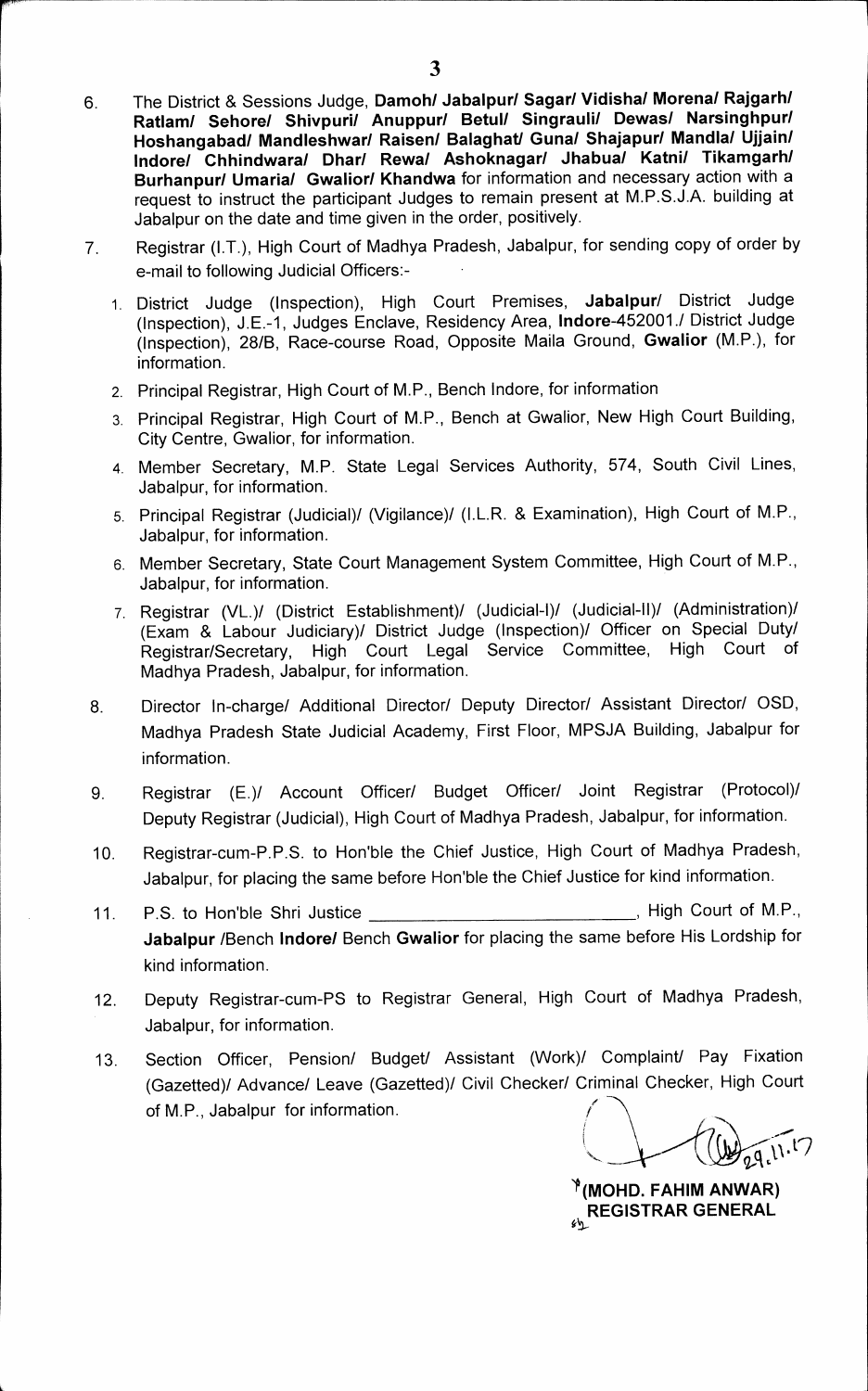6. The District & Sessions Judge, **Damoh/ Jabalpur/ Sagar/ Vidisha/ Morena/ Rajgarh/ Ratlam/ Sehore/ Shivpuri/ Anuppur/ Betul/ Singrauli/ Dewas/ Narsinghpur/ Hoshangabad/ Mandleshwar/ Raisen/ Balaghat/ Guna/ Shajapur/ Mandla/ Ujjain/ Indore/ Chhindwara/ Dhar/ Rewa/ Ashoknagar/ Jhabua/ Katni/ Tikamgarh/ Burhanpur/ Umaria/ Gwalior/ Khandwa** for information and necessary action with a request to instruct the participant Judges to remain present at M.P.S.J.A. building at Jabalpur on the date and time given in the order, positively.

7. Registrar (I.T.), High Court of Madhya Pradesh, Jabalpur, for sending copy of order by e-mail to following Judicial Officers:-

   1. District Judge (Inspection), High Court Premises, **Jabalpur**/ District Judge (Inspection), J.E.-1, Judges Enclave, Residency Area, **Indore**-452001./ District Judge (Inspection), 28/B, Race-course Road, Opposite Maila Ground, **Gwalior** (M.P.), for information.
   2. Principal Registrar, High Court of M.P., Bench Indore, for information
   3. Principal Registrar, High Court of M.P., Bench at Gwalior, New High Court Building, City Centre, Gwalior, for information.
   4. Member Secretary, M.P. State Legal Services Authority, 574, South Civil Lines, Jabalpur, for information.
   5. Principal Registrar (Judicial)/ (Vigilance)/ (I.L.R. & Examination), High Court of M.P., Jabalpur, for information.
   6. Member Secretary, State Court Management System Committee, High Court of M.P., Jabalpur, for information.
   7. Registrar (VL.)/ (District Establishment)/ (Judicial-I)/ (Judicial-II)/ (Administration)/ (Exam & Labour Judiciary)/ District Judge (Inspection)/ Officer on Special Duty/ Registrar/Secretary, High Court Legal Service Committee, High Court of Madhya Pradesh, Jabalpur, for information.

8. Director In-charge/ Additional Director/ Deputy Director/ Assistant Director/ OSD, Madhya Pradesh State Judicial Academy, First Floor, MPSJA Building, Jabalpur for information.

9. Registrar (E.)/ Account Officer/ Budget Officer/ Joint Registrar (Protocol)/ Deputy Registrar (Judicial), High Court of Madhya Pradesh, Jabalpur, for information.

10. Registrar-cum-P.P.S. to Hon'ble the Chief Justice, High Court of Madhya Pradesh, Jabalpur, for placing the same before Hon'ble the Chief Justice for kind information.

11. P.S. to Hon'ble Shri Justice ____________________________, High Court of M.P., **Jabalpur** /Bench **Indore/** Bench **Gwalior** for placing the same before His Lordship for kind information.

12. Deputy Registrar-cum-PS to Registrar General, High Court of Madhya Pradesh, Jabalpur, for information.

13. Section Officer, Pension/ Budget/ Assistant (Work)/ Complaint/ Pay Fixation (Gazetted)/ Advance/ Leave (Gazetted)/ Civil Checker/ Criminal Checker, High Court of M.P., Jabalpur for information.

29.11.17

**(MOHD. FAHIM ANWAR)**
**REGISTRAR GENERAL**